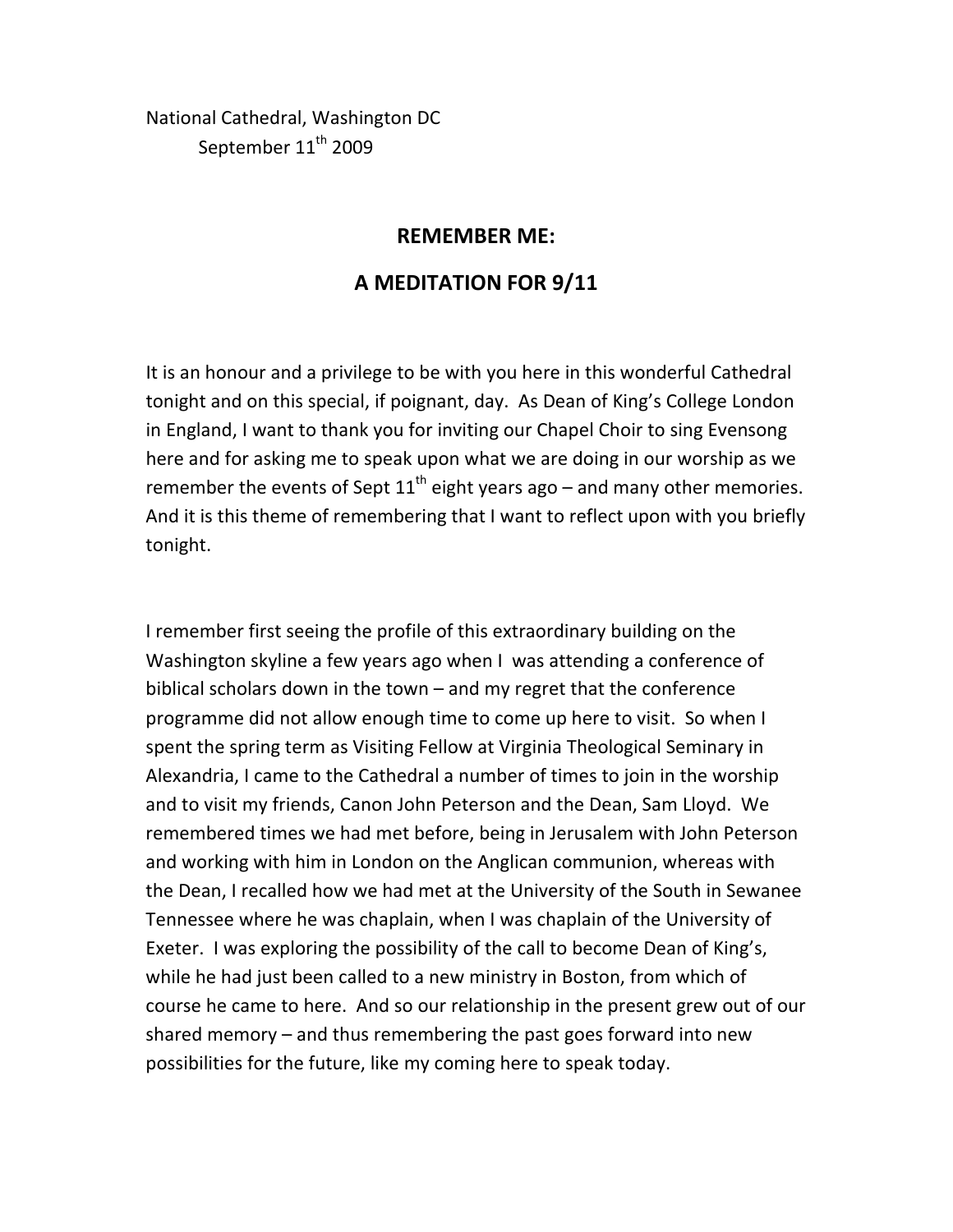National Cathedral, Washington DC
September 11th 2009

## REMEMBER ME:

## A MEDITATION FOR 9/11

It is an honour and a privilege to be with you here in this wonderful Cathedral tonight and on this special, if poignant, day. As Dean of King's College London in England, I want to thank you for inviting our Chapel Choir to sing Evensong here and for asking me to speak upon what we are doing in our worship as we remember the events of Sept 11th eight years ago – and many other memories. And it is this theme of remembering that I want to reflect upon with you briefly tonight.

I remember first seeing the profile of this extraordinary building on the Washington skyline a few years ago when I was attending a conference of biblical scholars down in the town – and my regret that the conference programme did not allow enough time to come up here to visit. So when I spent the spring term as Visiting Fellow at Virginia Theological Seminary in Alexandria, I came to the Cathedral a number of times to join in the worship and to visit my friends, Canon John Peterson and the Dean, Sam Lloyd. We remembered times we had met before, being in Jerusalem with John Peterson and working with him in London on the Anglican communion, whereas with the Dean, I recalled how we had met at the University of the South in Sewanee Tennessee where he was chaplain, when I was chaplain of the University of Exeter. I was exploring the possibility of the call to become Dean of King's, while he had just been called to a new ministry in Boston, from which of course he came to here. And so our relationship in the present grew out of our shared memory – and thus remembering the past goes forward into new possibilities for the future, like my coming here to speak today.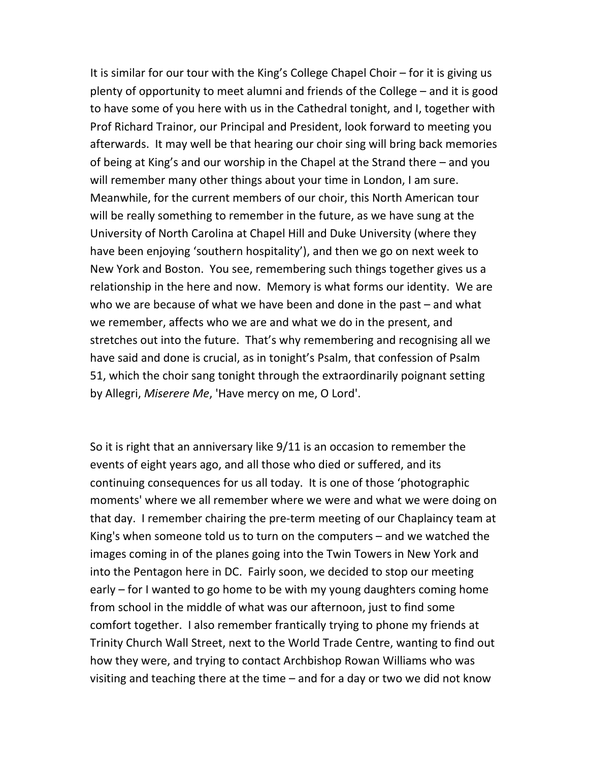It is similar for our tour with the King's College Chapel Choir – for it is giving us plenty of opportunity to meet alumni and friends of the College – and it is good to have some of you here with us in the Cathedral tonight, and I, together with Prof Richard Trainor, our Principal and President, look forward to meeting you afterwards. It may well be that hearing our choir sing will bring back memories of being at King's and our worship in the Chapel at the Strand there – and you will remember many other things about your time in London, I am sure. Meanwhile, for the current members of our choir, this North American tour will be really something to remember in the future, as we have sung at the University of North Carolina at Chapel Hill and Duke University (where they have been enjoying 'southern hospitality'), and then we go on next week to New York and Boston. You see, remembering such things together gives us a relationship in the here and now. Memory is what forms our identity. We are who we are because of what we have been and done in the past – and what we remember, affects who we are and what we do in the present, and stretches out into the future. That's why remembering and recognising all we have said and done is crucial, as in tonight's Psalm, that confession of Psalm 51, which the choir sang tonight through the extraordinarily poignant setting by Allegri, *Miserere Me*, 'Have mercy on me, O Lord'.

So it is right that an anniversary like 9/11 is an occasion to remember the events of eight years ago, and all those who died or suffered, and its continuing consequences for us all today. It is one of those 'photographic moments' where we all remember where we were and what we were doing on that day. I remember chairing the pre-term meeting of our Chaplaincy team at King's when someone told us to turn on the computers – and we watched the images coming in of the planes going into the Twin Towers in New York and into the Pentagon here in DC. Fairly soon, we decided to stop our meeting early – for I wanted to go home to be with my young daughters coming home from school in the middle of what was our afternoon, just to find some comfort together. I also remember frantically trying to phone my friends at Trinity Church Wall Street, next to the World Trade Centre, wanting to find out how they were, and trying to contact Archbishop Rowan Williams who was visiting and teaching there at the time – and for a day or two we did not know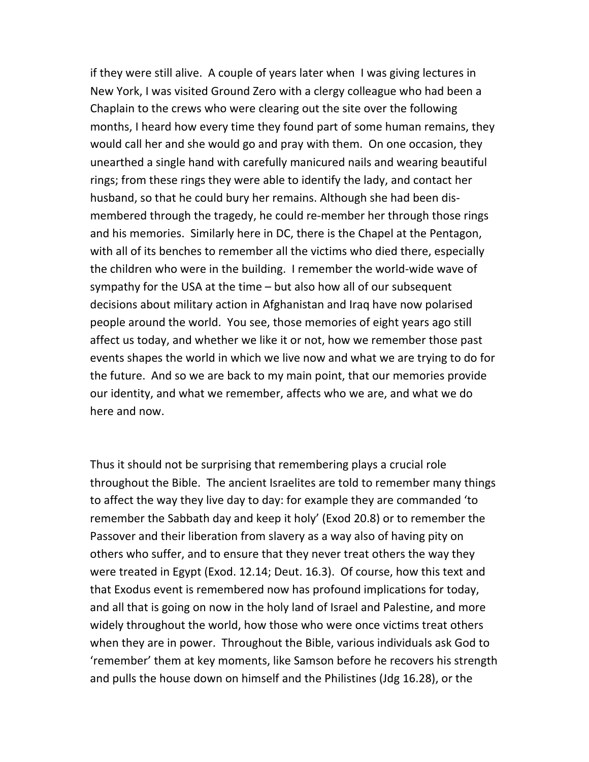if they were still alive. A couple of years later when I was giving lectures in New York, I was visited Ground Zero with a clergy colleague who had been a Chaplain to the crews who were clearing out the site over the following months, I heard how every time they found part of some human remains, they would call her and she would go and pray with them. On one occasion, they unearthed a single hand with carefully manicured nails and wearing beautiful rings; from these rings they were able to identify the lady, and contact her husband, so that he could bury her remains. Although she had been dis-membered through the tragedy, he could re-member her through those rings and his memories. Similarly here in DC, there is the Chapel at the Pentagon, with all of its benches to remember all the victims who died there, especially the children who were in the building. I remember the world-wide wave of sympathy for the USA at the time – but also how all of our subsequent decisions about military action in Afghanistan and Iraq have now polarised people around the world. You see, those memories of eight years ago still affect us today, and whether we like it or not, how we remember those past events shapes the world in which we live now and what we are trying to do for the future. And so we are back to my main point, that our memories provide our identity, and what we remember, affects who we are, and what we do here and now.

Thus it should not be surprising that remembering plays a crucial role throughout the Bible. The ancient Israelites are told to remember many things to affect the way they live day to day: for example they are commanded 'to remember the Sabbath day and keep it holy' (Exod 20.8) or to remember the Passover and their liberation from slavery as a way also of having pity on others who suffer, and to ensure that they never treat others the way they were treated in Egypt (Exod. 12.14; Deut. 16.3). Of course, how this text and that Exodus event is remembered now has profound implications for today, and all that is going on now in the holy land of Israel and Palestine, and more widely throughout the world, how those who were once victims treat others when they are in power. Throughout the Bible, various individuals ask God to 'remember' them at key moments, like Samson before he recovers his strength and pulls the house down on himself and the Philistines (Jdg 16.28), or the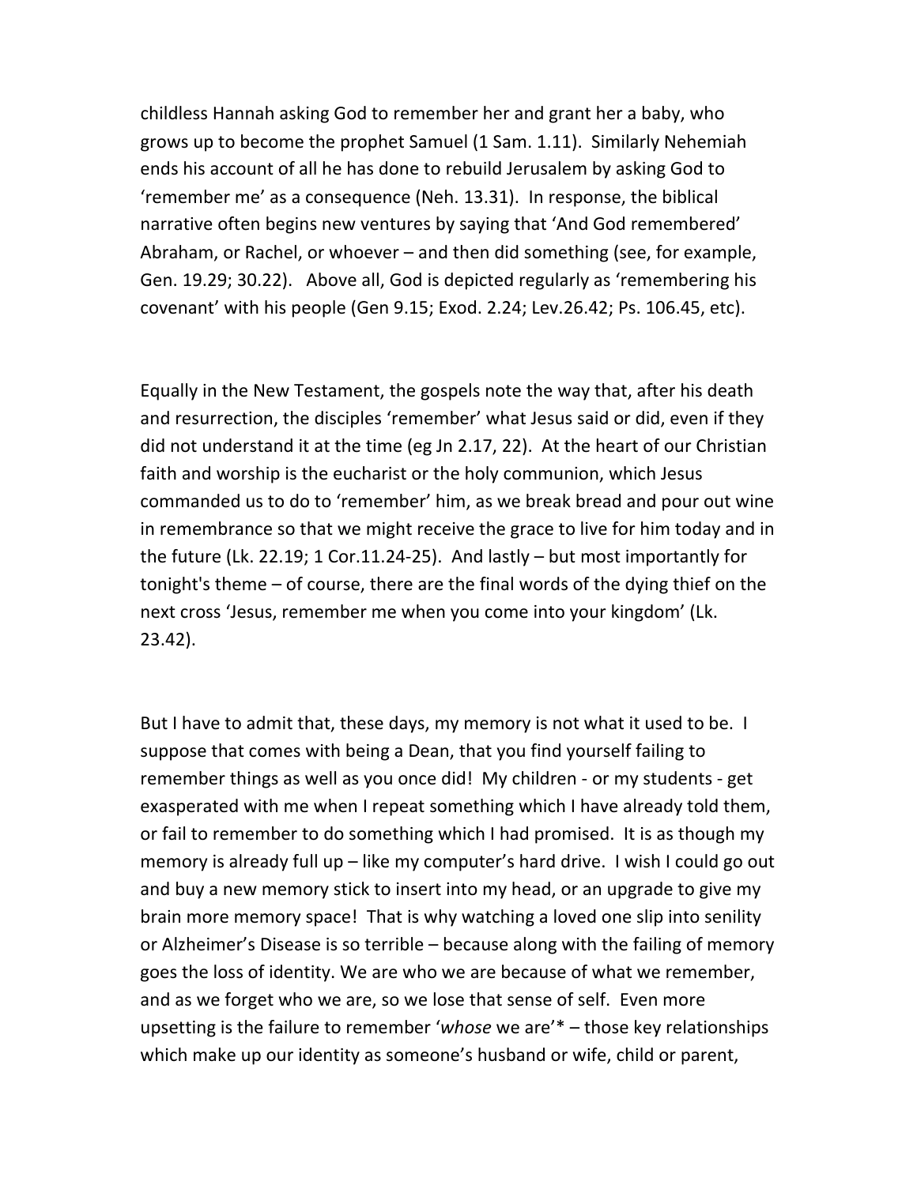childless Hannah asking God to remember her and grant her a baby, who grows up to become the prophet Samuel (1 Sam. 1.11). Similarly Nehemiah ends his account of all he has done to rebuild Jerusalem by asking God to 'remember me' as a consequence (Neh. 13.31). In response, the biblical narrative often begins new ventures by saying that 'And God remembered' Abraham, or Rachel, or whoever – and then did something (see, for example, Gen. 19.29; 30.22). Above all, God is depicted regularly as 'remembering his covenant' with his people (Gen 9.15; Exod. 2.24; Lev.26.42; Ps. 106.45, etc).

Equally in the New Testament, the gospels note the way that, after his death and resurrection, the disciples 'remember' what Jesus said or did, even if they did not understand it at the time (eg Jn 2.17, 22). At the heart of our Christian faith and worship is the eucharist or the holy communion, which Jesus commanded us to do to 'remember' him, as we break bread and pour out wine in remembrance so that we might receive the grace to live for him today and in the future (Lk. 22.19; 1 Cor.11.24-25). And lastly – but most importantly for tonight's theme – of course, there are the final words of the dying thief on the next cross 'Jesus, remember me when you come into your kingdom' (Lk. 23.42).

But I have to admit that, these days, my memory is not what it used to be. I suppose that comes with being a Dean, that you find yourself failing to remember things as well as you once did! My children - or my students - get exasperated with me when I repeat something which I have already told them, or fail to remember to do something which I had promised. It is as though my memory is already full up – like my computer's hard drive. I wish I could go out and buy a new memory stick to insert into my head, or an upgrade to give my brain more memory space! That is why watching a loved one slip into senility or Alzheimer's Disease is so terrible – because along with the failing of memory goes the loss of identity. We are who we are because of what we remember, and as we forget who we are, so we lose that sense of self. Even more upsetting is the failure to remember '*whose* we are'* – those key relationships which make up our identity as someone's husband or wife, child or parent,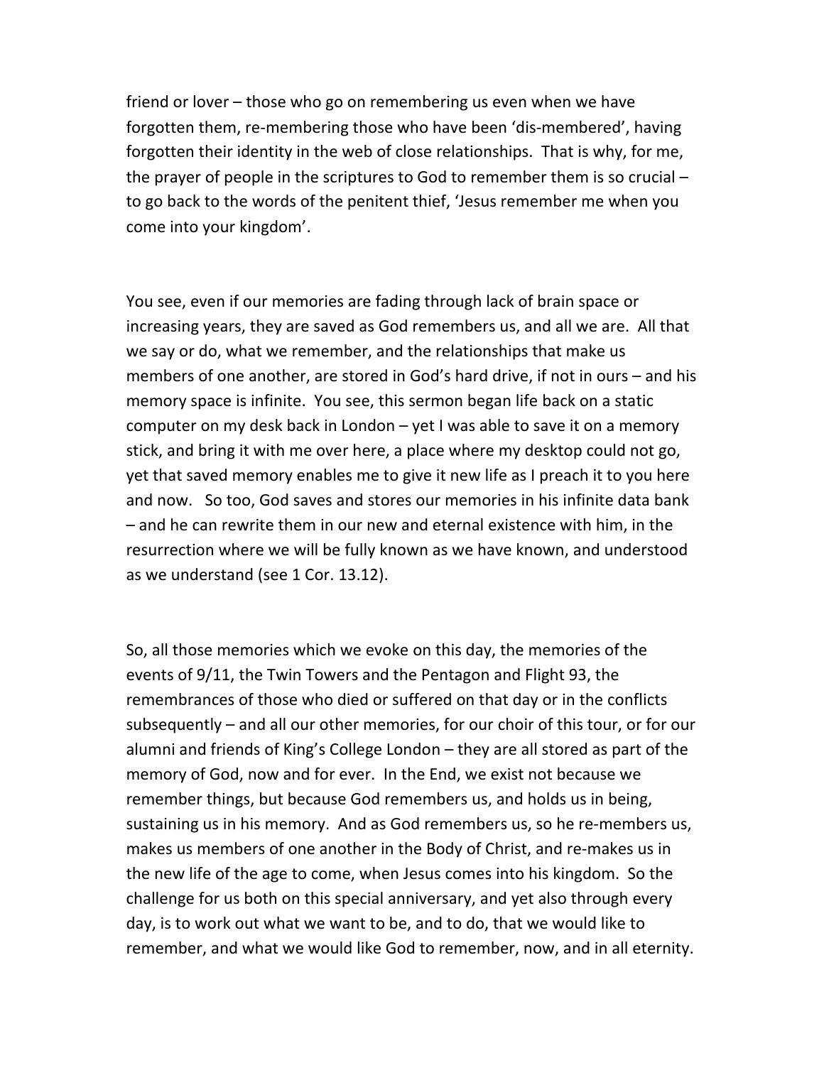friend or lover – those who go on remembering us even when we have forgotten them, re-membering those who have been 'dis-membered', having forgotten their identity in the web of close relationships. That is why, for me, the prayer of people in the scriptures to God to remember them is so crucial – to go back to the words of the penitent thief, 'Jesus remember me when you come into your kingdom'.

You see, even if our memories are fading through lack of brain space or increasing years, they are saved as God remembers us, and all we are. All that we say or do, what we remember, and the relationships that make us members of one another, are stored in God's hard drive, if not in ours – and his memory space is infinite. You see, this sermon began life back on a static computer on my desk back in London – yet I was able to save it on a memory stick, and bring it with me over here, a place where my desktop could not go, yet that saved memory enables me to give it new life as I preach it to you here and now. So too, God saves and stores our memories in his infinite data bank – and he can rewrite them in our new and eternal existence with him, in the resurrection where we will be fully known as we have known, and understood as we understand (see 1 Cor. 13.12).

So, all those memories which we evoke on this day, the memories of the events of 9/11, the Twin Towers and the Pentagon and Flight 93, the remembrances of those who died or suffered on that day or in the conflicts subsequently – and all our other memories, for our choir of this tour, or for our alumni and friends of King's College London – they are all stored as part of the memory of God, now and for ever. In the End, we exist not because we remember things, but because God remembers us, and holds us in being, sustaining us in his memory. And as God remembers us, so he re-members us, makes us members of one another in the Body of Christ, and re-makes us in the new life of the age to come, when Jesus comes into his kingdom. So the challenge for us both on this special anniversary, and yet also through every day, is to work out what we want to be, and to do, that we would like to remember, and what we would like God to remember, now, and in all eternity.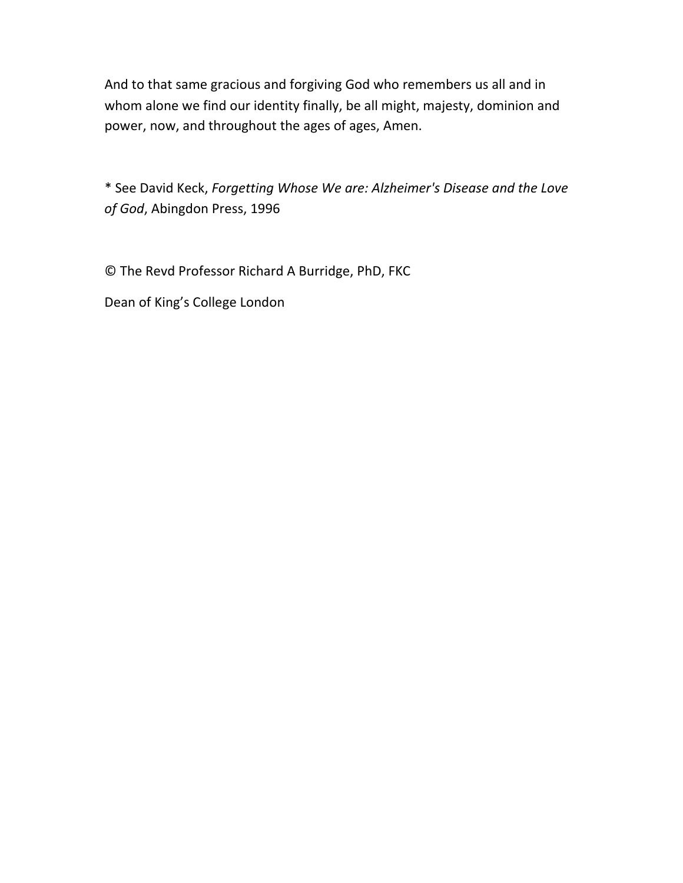And to that same gracious and forgiving God who remembers us all and in whom alone we find our identity finally, be all might, majesty, dominion and power, now, and throughout the ages of ages, Amen.

* See David Keck, *Forgetting Whose We are: Alzheimer's Disease and the Love of God*, Abingdon Press, 1996

© The Revd Professor Richard A Burridge, PhD, FKC

Dean of King's College London